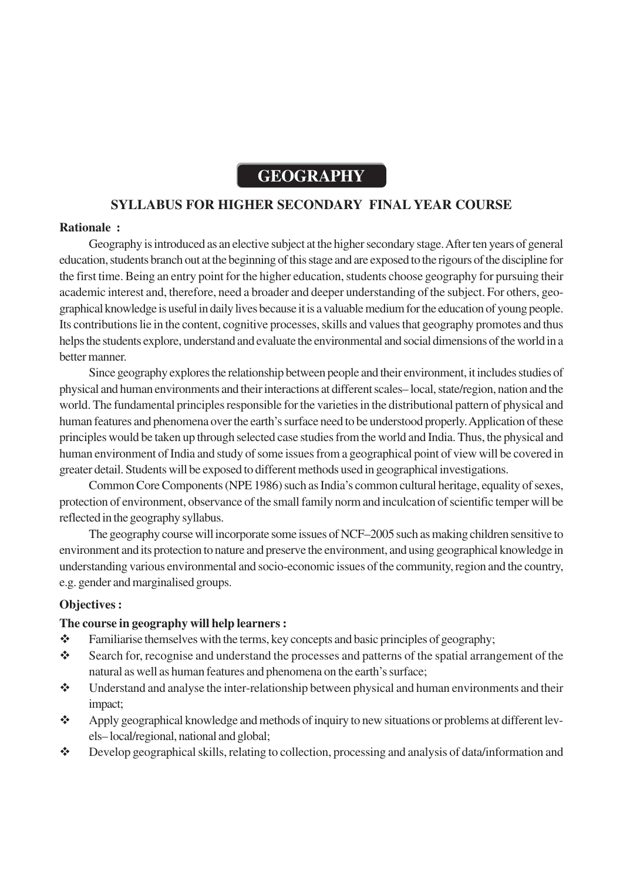# GEOGRAPHY

## SYLLABUS FOR HIGHER SECONDARY FINAL YEAR COURSE

**Rationale :**

Geography is introduced as an elective subject at the higher secondary stage. After ten years of general education, students branch out at the beginning of this stage and are exposed to the rigours of the discipline for the first time. Being an entry point for the higher education, students choose geography for pursuing their academic interest and, therefore, need a broader and deeper understanding of the subject. For others, geographical knowledge is useful in daily lives because it is a valuable medium for the education of young people. Its contributions lie in the content, cognitive processes, skills and values that geography promotes and thus helps the students explore, understand and evaluate the environmental and social dimensions of the world in a better manner.

Since geography explores the relationship between people and their environment, it includes studies of physical and human environments and their interactions at different scales– local, state/region, nation and the world. The fundamental principles responsible for the varieties in the distributional pattern of physical and human features and phenomena over the earth's surface need to be understood properly. Application of these principles would be taken up through selected case studies from the world and India. Thus, the physical and human environment of India and study of some issues from a geographical point of view will be covered in greater detail. Students will be exposed to different methods used in geographical investigations.

Common Core Components (NPE 1986) such as India's common cultural heritage, equality of sexes, protection of environment, observance of the small family norm and inculcation of scientific temper will be reflected in the geography syllabus.

The geography course will incorporate some issues of NCF–2005 such as making children sensitive to environment and its protection to nature and preserve the environment, and using geographical knowledge in understanding various environmental and socio-economic issues of the community, region and the country, e.g. gender and marginalised groups.

**Objectives :**

**The course in geography will help learners :**

- Familiarise themselves with the terms, key concepts and basic principles of geography;
- Search for, recognise and understand the processes and patterns of the spatial arrangement of the natural as well as human features and phenomena on the earth's surface;
- Understand and analyse the inter-relationship between physical and human environments and their impact;
- Apply geographical knowledge and methods of inquiry to new situations or problems at different levels– local/regional, national and global;
- Develop geographical skills, relating to collection, processing and analysis of data/information and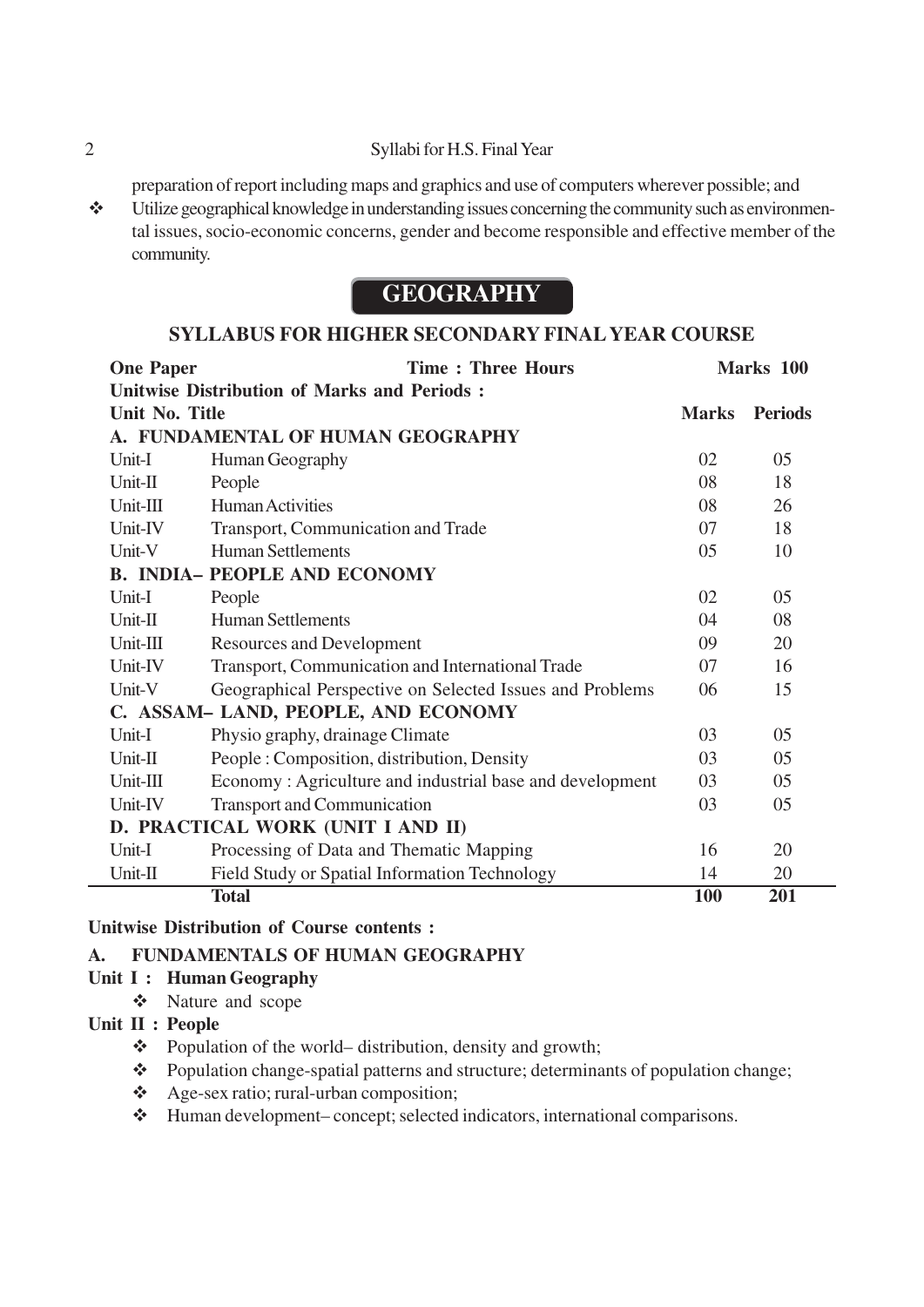preparation of report including maps and graphics and use of computers wherever possible; and

- Utilize geographical knowledge in understanding issues concerning the community such as environmental issues, socio-economic concerns, gender and become responsible and effective member of the community.

# GEOGRAPHY

## SYLLABUS FOR HIGHER SECONDARY FINAL YEAR COURSE

**One Paper** **Time : Three Hours** **Marks 100**

**Unitwise Distribution of Marks and Periods :**

| Unit No. | Title | Marks | Periods |
|---|---|---|---|
| **A.** | **FUNDAMENTAL OF HUMAN GEOGRAPHY** | | |
| Unit-I | Human Geography | 02 | 05 |
| Unit-II | People | 08 | 18 |
| Unit-III | Human Activities | 08 | 26 |
| Unit-IV | Transport, Communication and Trade | 07 | 18 |
| Unit-V | Human Settlements | 05 | 10 |
| **B.** | **INDIA– PEOPLE AND ECONOMY** | | |
| Unit-I | People | 02 | 05 |
| Unit-II | Human Settlements | 04 | 08 |
| Unit-III | Resources and Development | 09 | 20 |
| Unit-IV | Transport, Communication and International Trade | 07 | 16 |
| Unit-V | Geographical Perspective on Selected Issues and Problems | 06 | 15 |
| **C.** | **ASSAM– LAND, PEOPLE, AND ECONOMY** | | |
| Unit-I | Physio graphy, drainage Climate | 03 | 05 |
| Unit-II | People : Composition, distribution, Density | 03 | 05 |
| Unit-III | Economy : Agriculture and industrial base and development | 03 | 05 |
| Unit-IV | Transport and Communication | 03 | 05 |
| **D.** | **PRACTICAL WORK (UNIT I AND II)** | | |
| Unit-I | Processing of Data and Thematic Mapping | 16 | 20 |
| Unit-II | Field Study or Spatial Information Technology | 14 | 20 |
| | **Total** | **100** | **201** |

**Unitwise Distribution of Course contents :**

### A. FUNDAMENTALS OF HUMAN GEOGRAPHY

**Unit I : Human Geography**

- Nature and scope

**Unit II : People**

- Population of the world– distribution, density and growth;
- Population change-spatial patterns and structure; determinants of population change;
- Age-sex ratio; rural-urban composition;
- Human development– concept; selected indicators, international comparisons.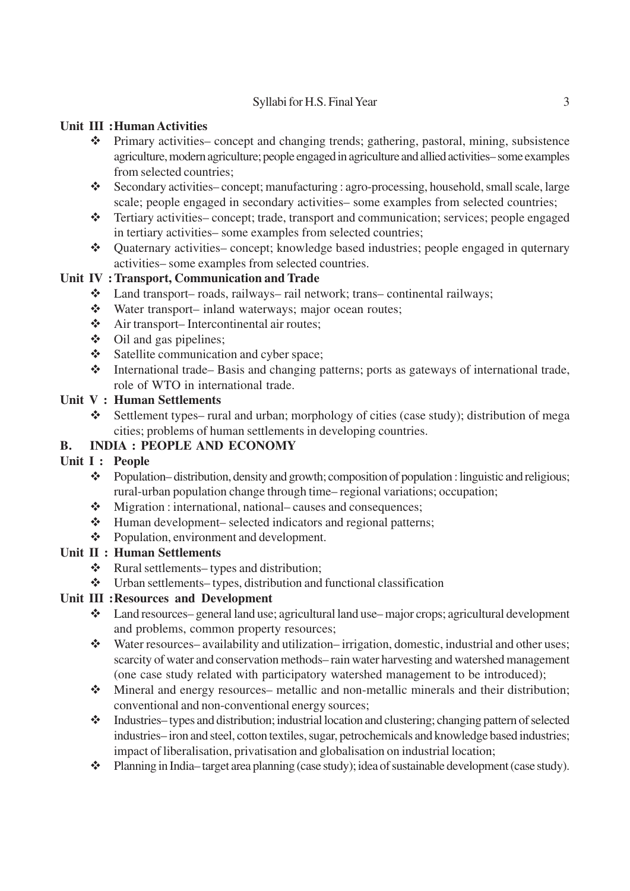**Unit III : Human Activities**

- Primary activities– concept and changing trends; gathering, pastoral, mining, subsistence agriculture, modern agriculture; people engaged in agriculture and allied activities– some examples from selected countries;
- Secondary activities– concept; manufacturing : agro-processing, household, small scale, large scale; people engaged in secondary activities– some examples from selected countries;
- Tertiary activities– concept; trade, transport and communication; services; people engaged in tertiary activities– some examples from selected countries;
- Quaternary activities– concept; knowledge based industries; people engaged in quternary activities– some examples from selected countries.

**Unit IV : Transport, Communication and Trade**

- Land transport– roads, railways– rail network; trans– continental railways;
- Water transport– inland waterways; major ocean routes;
- Air transport– Intercontinental air routes;
- Oil and gas pipelines;
- Satellite communication and cyber space;
- International trade– Basis and changing patterns; ports as gateways of international trade, role of WTO in international trade.

**Unit V : Human Settlements**

- Settlement types– rural and urban; morphology of cities (case study); distribution of mega cities; problems of human settlements in developing countries.

## B. INDIA : PEOPLE AND ECONOMY

**Unit I : People**

- Population– distribution, density and growth; composition of population : linguistic and religious; rural-urban population change through time– regional variations; occupation;
- Migration : international, national– causes and consequences;
- Human development– selected indicators and regional patterns;
- Population, environment and development.

**Unit II : Human Settlements**

- Rural settlements– types and distribution;
- Urban settlements– types, distribution and functional classification

**Unit III : Resources and Development**

- Land resources– general land use; agricultural land use– major crops; agricultural development and problems, common property resources;
- Water resources– availability and utilization– irrigation, domestic, industrial and other uses; scarcity of water and conservation methods– rain water harvesting and watershed management (one case study related with participatory watershed management to be introduced);
- Mineral and energy resources– metallic and non-metallic minerals and their distribution; conventional and non-conventional energy sources;
- Industries– types and distribution; industrial location and clustering; changing pattern of selected industries– iron and steel, cotton textiles, sugar, petrochemicals and knowledge based industries; impact of liberalisation, privatisation and globalisation on industrial location;
- Planning in India– target area planning (case study); idea of sustainable development (case study).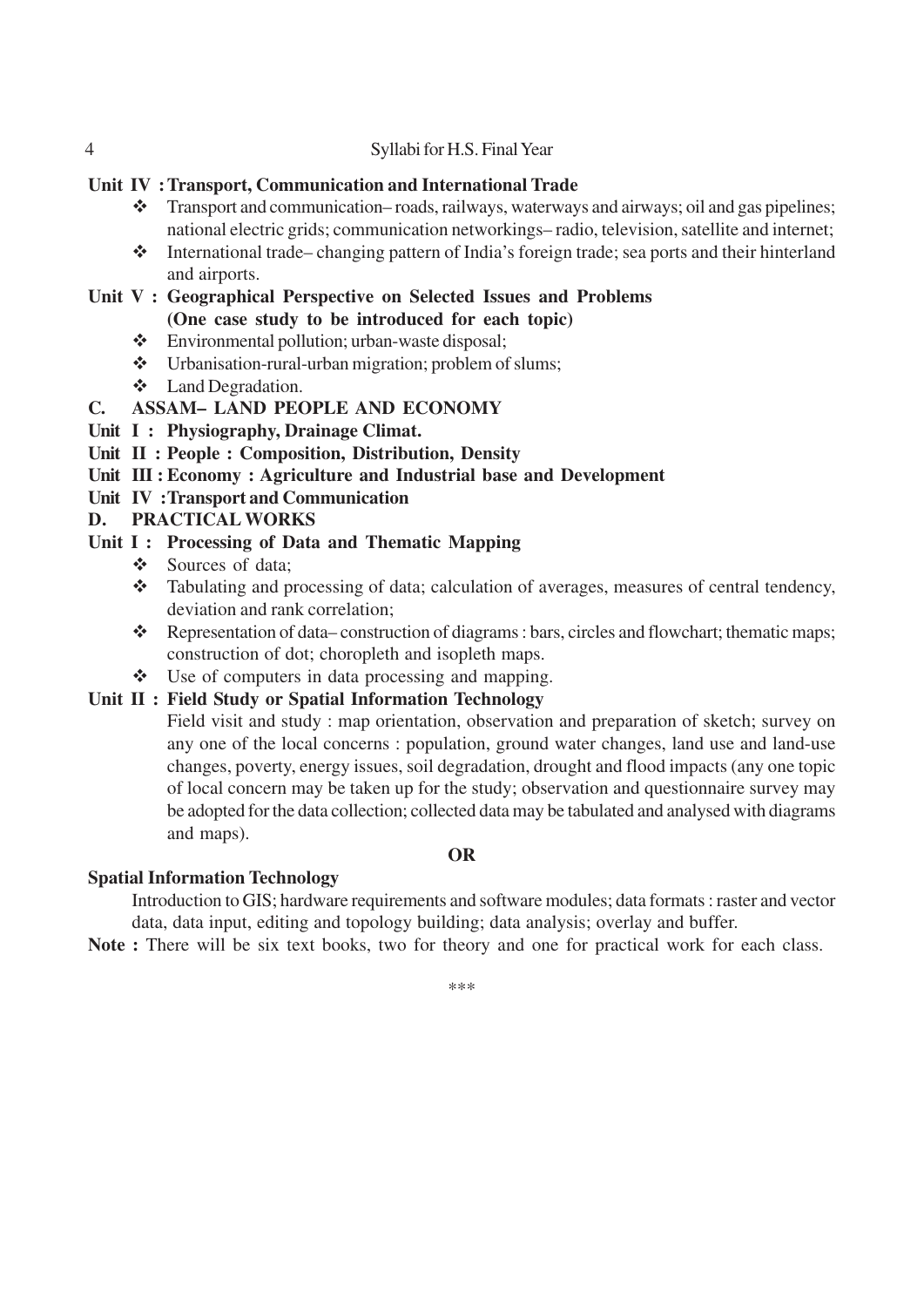**Unit IV : Transport, Communication and International Trade**

- Transport and communication– roads, railways, waterways and airways; oil and gas pipelines; national electric grids; communication networkings– radio, television, satellite and internet;
- International trade– changing pattern of India's foreign trade; sea ports and their hinterland and airports.

**Unit V : Geographical Perspective on Selected Issues and Problems (One case study to be introduced for each topic)**

- Environmental pollution; urban-waste disposal;
- Urbanisation-rural-urban migration; problem of slums;
- Land Degradation.

**C. ASSAM– LAND PEOPLE AND ECONOMY**

**Unit I : Physiography, Drainage Climat.**

**Unit II : People : Composition, Distribution, Density**

**Unit III : Economy : Agriculture and Industrial base and Development**

**Unit IV : Transport and Communication**

**D. PRACTICAL WORKS**

**Unit I : Processing of Data and Thematic Mapping**

- Sources of data;
- Tabulating and processing of data; calculation of averages, measures of central tendency, deviation and rank correlation;
- Representation of data– construction of diagrams : bars, circles and flowchart; thematic maps; construction of dot; choropleth and isopleth maps.
- Use of computers in data processing and mapping.

**Unit II : Field Study or Spatial Information Technology**

Field visit and study : map orientation, observation and preparation of sketch; survey on any one of the local concerns : population, ground water changes, land use and land-use changes, poverty, energy issues, soil degradation, drought and flood impacts (any one topic of local concern may be taken up for the study; observation and questionnaire survey may be adopted for the data collection; collected data may be tabulated and analysed with diagrams and maps).

**OR**

**Spatial Information Technology**

Introduction to GIS; hardware requirements and software modules; data formats : raster and vector data, data input, editing and topology building; data analysis; overlay and buffer.

**Note :** There will be six text books, two for theory and one for practical work for each class.

***